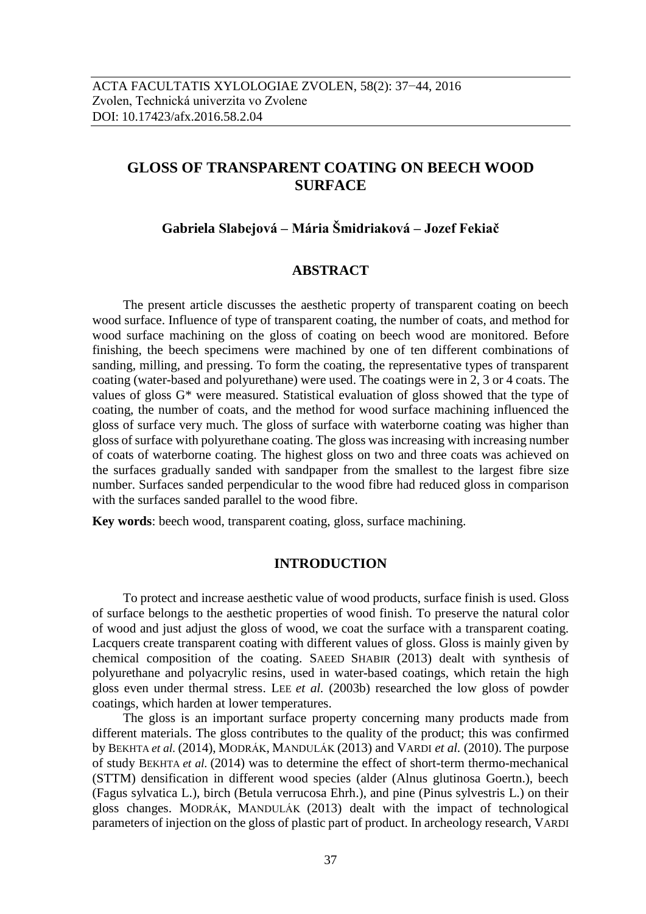ACTA FACULTATIS XYLOLOGIAE ZVOLEN, 58(2): 37−44, 2016
Zvolen, Technická univerzita vo Zvolene
DOI: 10.17423/afx.2016.58.2.04

# GLOSS OF TRANSPARENT COATING ON BEECH WOOD SURFACE

**Gabriela Slabejová – Mária Šmidriaková – Jozef Fekiač**

## ABSTRACT

The present article discusses the aesthetic property of transparent coating on beech wood surface. Influence of type of transparent coating, the number of coats, and method for wood surface machining on the gloss of coating on beech wood are monitored. Before finishing, the beech specimens were machined by one of ten different combinations of sanding, milling, and pressing. To form the coating, the representative types of transparent coating (water-based and polyurethane) were used. The coatings were in 2, 3 or 4 coats. The values of gloss G* were measured. Statistical evaluation of gloss showed that the type of coating, the number of coats, and the method for wood surface machining influenced the gloss of surface very much. The gloss of surface with waterborne coating was higher than gloss of surface with polyurethane coating. The gloss was increasing with increasing number of coats of waterborne coating. The highest gloss on two and three coats was achieved on the surfaces gradually sanded with sandpaper from the smallest to the largest fibre size number. Surfaces sanded perpendicular to the wood fibre had reduced gloss in comparison with the surfaces sanded parallel to the wood fibre.

**Key words**: beech wood, transparent coating, gloss, surface machining.

## INTRODUCTION

To protect and increase aesthetic value of wood products, surface finish is used. Gloss of surface belongs to the aesthetic properties of wood finish. To preserve the natural color of wood and just adjust the gloss of wood, we coat the surface with a transparent coating. Lacquers create transparent coating with different values of gloss. Gloss is mainly given by chemical composition of the coating. SAEED SHABIR (2013) dealt with synthesis of polyurethane and polyacrylic resins, used in water-based coatings, which retain the high gloss even under thermal stress. LEE *et al.* (2003b) researched the low gloss of powder coatings, which harden at lower temperatures.

The gloss is an important surface property concerning many products made from different materials. The gloss contributes to the quality of the product; this was confirmed by BEKHTA *et al.* (2014), MODRÁK, MANDULÁK (2013) and VARDI *et al.* (2010). The purpose of study BEKHTA *et al.* (2014) was to determine the effect of short-term thermo-mechanical (STTM) densification in different wood species (alder (Alnus glutinosa Goertn.), beech (Fagus sylvatica L.), birch (Betula verrucosa Ehrh.), and pine (Pinus sylvestris L.) on their gloss changes. MODRÁK, MANDULÁK (2013) dealt with the impact of technological parameters of injection on the gloss of plastic part of product. In archeology research, VARDI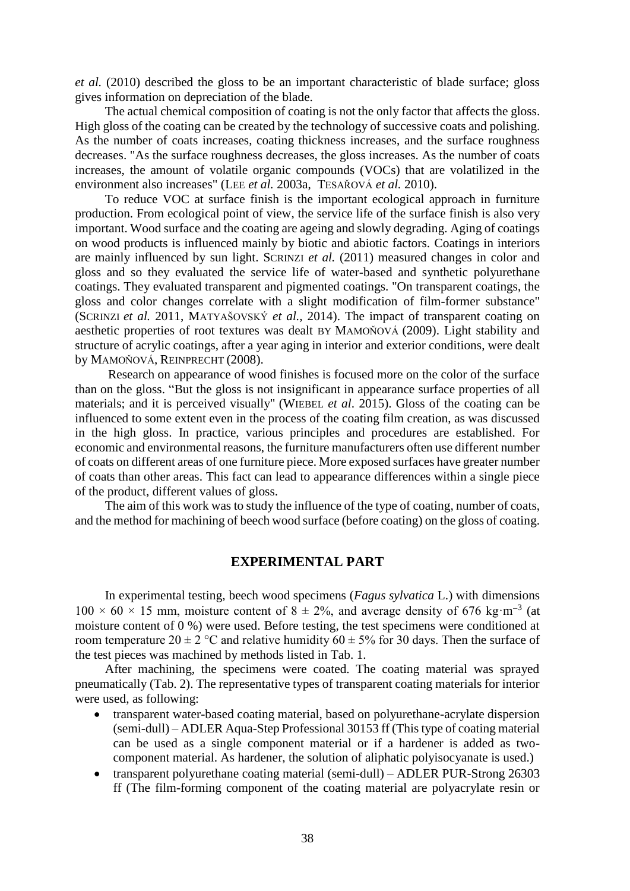*et al.* (2010) described the gloss to be an important characteristic of blade surface; gloss gives information on depreciation of the blade.

The actual chemical composition of coating is not the only factor that affects the gloss. High gloss of the coating can be created by the technology of successive coats and polishing. As the number of coats increases, coating thickness increases, and the surface roughness decreases. "As the surface roughness decreases, the gloss increases. As the number of coats increases, the amount of volatile organic compounds (VOCs) that are volatilized in the environment also increases" (LEE *et al.* 2003a, TESAŘOVÁ *et al.* 2010).

To reduce VOC at surface finish is the important ecological approach in furniture production. From ecological point of view, the service life of the surface finish is also very important. Wood surface and the coating are ageing and slowly degrading. Aging of coatings on wood products is influenced mainly by biotic and abiotic factors. Coatings in interiors are mainly influenced by sun light. SCRINZI *et al.* (2011) measured changes in color and gloss and so they evaluated the service life of water-based and synthetic polyurethane coatings. They evaluated transparent and pigmented coatings. "On transparent coatings, the gloss and color changes correlate with a slight modification of film-former substance" (SCRINZI *et al.* 2011, MATYAŠOVSKÝ *et al.*, 2014). The impact of transparent coating on aesthetic properties of root textures was dealt BY MAMOŇOVÁ (2009). Light stability and structure of acrylic coatings, after a year aging in interior and exterior conditions, were dealt by MAMOŇOVÁ, REINPRECHT (2008).

Research on appearance of wood finishes is focused more on the color of the surface than on the gloss. "But the gloss is not insignificant in appearance surface properties of all materials; and it is perceived visually" (WIEBEL *et al*. 2015). Gloss of the coating can be influenced to some extent even in the process of the coating film creation, as was discussed in the high gloss. In practice, various principles and procedures are established. For economic and environmental reasons, the furniture manufacturers often use different number of coats on different areas of one furniture piece. More exposed surfaces have greater number of coats than other areas. This fact can lead to appearance differences within a single piece of the product, different values of gloss.

The aim of this work was to study the influence of the type of coating, number of coats, and the method for machining of beech wood surface (before coating) on the gloss of coating.

## EXPERIMENTAL PART

In experimental testing, beech wood specimens (*Fagus sylvatica* L.) with dimensions $100 \times 60 \times 15$ mm, moisture content of $8 \pm 2\%$, and average density of 676 $kg \cdot m^{-3}$ (at moisture content of 0 %) were used. Before testing, the test specimens were conditioned at room temperature $20 \pm 2$ °C and relative humidity $60 \pm 5\%$ for 30 days. Then the surface of the test pieces was machined by methods listed in Tab. 1.

After machining, the specimens were coated. The coating material was sprayed pneumatically (Tab. 2). The representative types of transparent coating materials for interior were used, as following:

- transparent water-based coating material, based on polyurethane-acrylate dispersion (semi-dull) – ADLER Aqua-Step Professional 30153 ff (This type of coating material can be used as a single component material or if a hardener is added as two-component material. As hardener, the solution of aliphatic polyisocyanate is used.)
- transparent polyurethane coating material (semi-dull) – ADLER PUR-Strong 26303 ff (The film-forming component of the coating material are polyacrylate resin or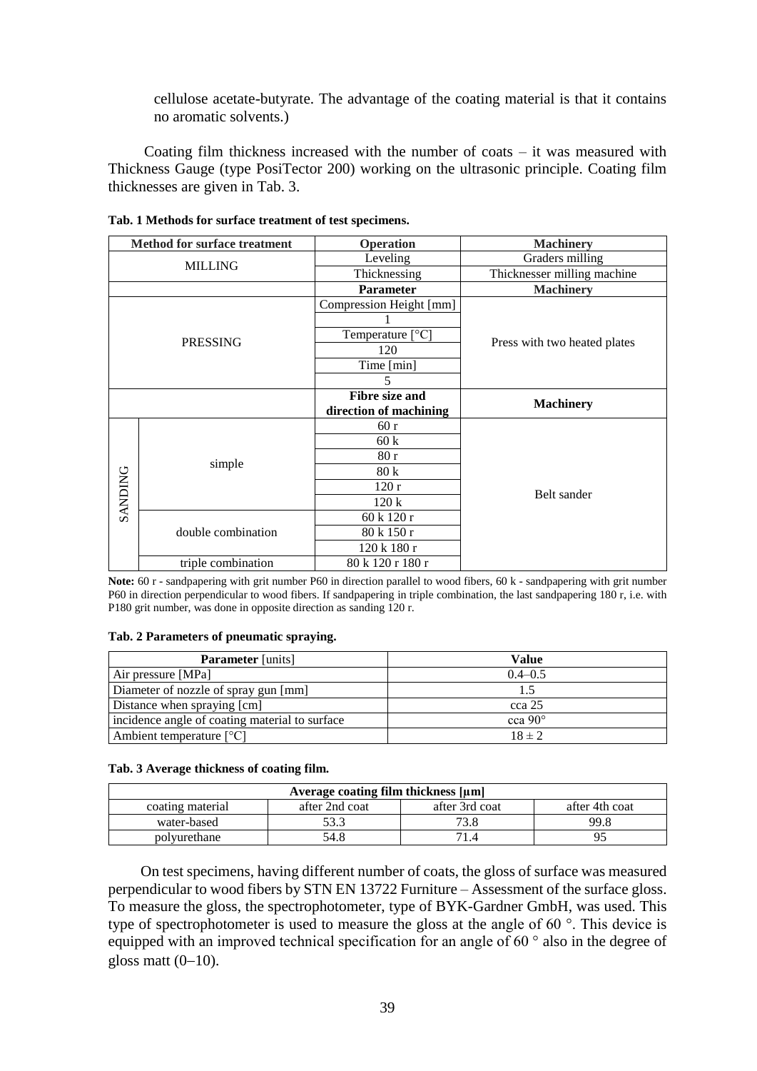cellulose acetate-butyrate. The advantage of the coating material is that it contains no aromatic solvents.)

Coating film thickness increased with the number of coats – it was measured with Thickness Gauge (type PosiTector 200) working on the ultrasonic principle. Coating film thicknesses are given in Tab. 3.

**Tab. 1 Methods for surface treatment of test specimens.**

| Method for surface treatment | | Operation | Machinery |
|---|---|---|---|
| MILLING | | Leveling | Graders milling |
| | | Thicknessing | Thicknesser milling machine |
| | | **Parameter** | **Machinery** |
| PRESSING | | Compression Height [mm] | Press with two heated plates |
| | | 1 | |
| | | Temperature [°C] | |
| | | 120 | |
| | | Time [min] | |
| | | 5 | |
| | | **Fibre size and direction of machining** | **Machinery** |
| SANDING | simple | 60 r | Belt sander |
| | | 60 k | |
| | | 80 r | |
| | | 80 k | |
| | | 120 r | |
| | | 120 k | |
| | double combination | 60 k 120 r | |
| | | 80 k 150 r | |
| | | 120 k 180 r | |
| | triple combination | 80 k 120 r 180 r | |

**Note:** 60 r - sandpapering with grit number P60 in direction parallel to wood fibers, 60 k - sandpapering with grit number P60 in direction perpendicular to wood fibers. If sandpapering in triple combination, the last sandpapering 180 r, i.e. with P180 grit number, was done in opposite direction as sanding 120 r.

**Tab. 2 Parameters of pneumatic spraying.**

| **Parameter** [units] | **Value** |
|---|---|
| Air pressure [MPa] | 0.4–0.5 |
| Diameter of nozzle of spray gun [mm] | 1.5 |
| Distance when spraying [cm] | cca 25 |
| incidence angle of coating material to surface | cca 90° |
| Ambient temperature [°C] | 18 ± 2 |

**Tab. 3 Average thickness of coating film.**

| Average coating film thickness [μm] | | | |
|---|---|---|---|
| coating material | after 2nd coat | after 3rd coat | after 4th coat |
| water-based | 53.3 | 73.8 | 99.8 |
| polyurethane | 54.8 | 71.4 | 95 |

On test specimens, having different number of coats, the gloss of surface was measured perpendicular to wood fibers by STN EN 13722 Furniture – Assessment of the surface gloss. To measure the gloss, the spectrophotometer, type of BYK-Gardner GmbH, was used. This type of spectrophotometer is used to measure the gloss at the angle of 60 °. This device is equipped with an improved technical specification for an angle of 60 ° also in the degree of gloss matt (0–10).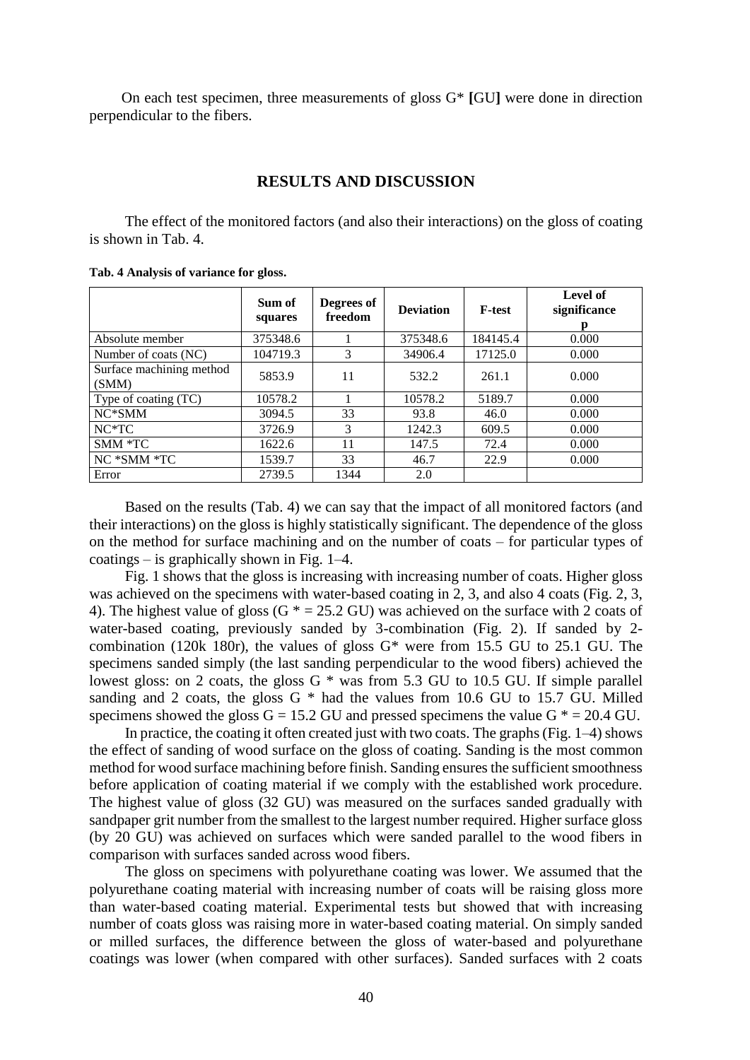On each test specimen, three measurements of gloss G* **[**GU**]** were done in direction perpendicular to the fibers.

## RESULTS AND DISCUSSION

The effect of the monitored factors (and also their interactions) on the gloss of coating is shown in Tab. 4.

**Tab. 4 Analysis of variance for gloss.**

| | Sum of squares | Degrees of freedom | Deviation | F-test | Level of significance p |
|---|---|---|---|---|---|
| Absolute member | 375348.6 | 1 | 375348.6 | 184145.4 | 0.000 |
| Number of coats (NC) | 104719.3 | 3 | 34906.4 | 17125.0 | 0.000 |
| Surface machining method (SMM) | 5853.9 | 11 | 532.2 | 261.1 | 0.000 |
| Type of coating (TC) | 10578.2 | 1 | 10578.2 | 5189.7 | 0.000 |
| NC*SMM | 3094.5 | 33 | 93.8 | 46.0 | 0.000 |
| NC*TC | 3726.9 | 3 | 1242.3 | 609.5 | 0.000 |
| SMM *TC | 1622.6 | 11 | 147.5 | 72.4 | 0.000 |
| NC *SMM *TC | 1539.7 | 33 | 46.7 | 22.9 | 0.000 |
| Error | 2739.5 | 1344 | 2.0 | | |

Based on the results (Tab. 4) we can say that the impact of all monitored factors (and their interactions) on the gloss is highly statistically significant. The dependence of the gloss on the method for surface machining and on the number of coats – for particular types of coatings – is graphically shown in Fig. 1–4.

Fig. 1 shows that the gloss is increasing with increasing number of coats. Higher gloss was achieved on the specimens with water-based coating in 2, 3, and also 4 coats (Fig. 2, 3, 4). The highest value of gloss (G * = 25.2 GU) was achieved on the surface with 2 coats of water-based coating, previously sanded by 3-combination (Fig. 2). If sanded by 2-combination (120k 180r), the values of gloss G* were from 15.5 GU to 25.1 GU. The specimens sanded simply (the last sanding perpendicular to the wood fibers) achieved the lowest gloss: on 2 coats, the gloss G * was from 5.3 GU to 10.5 GU. If simple parallel sanding and 2 coats, the gloss G * had the values from 10.6 GU to 15.7 GU. Milled specimens showed the gloss G = 15.2 GU and pressed specimens the value G * = 20.4 GU.

In practice, the coating it often created just with two coats. The graphs (Fig. 1–4) shows the effect of sanding of wood surface on the gloss of coating. Sanding is the most common method for wood surface machining before finish. Sanding ensures the sufficient smoothness before application of coating material if we comply with the established work procedure. The highest value of gloss (32 GU) was measured on the surfaces sanded gradually with sandpaper grit number from the smallest to the largest number required. Higher surface gloss (by 20 GU) was achieved on surfaces which were sanded parallel to the wood fibers in comparison with surfaces sanded across wood fibers.

The gloss on specimens with polyurethane coating was lower. We assumed that the polyurethane coating material with increasing number of coats will be raising gloss more than water-based coating material. Experimental tests but showed that with increasing number of coats gloss was raising more in water-based coating material. On simply sanded or milled surfaces, the difference between the gloss of water-based and polyurethane coatings was lower (when compared with other surfaces). Sanded surfaces with 2 coats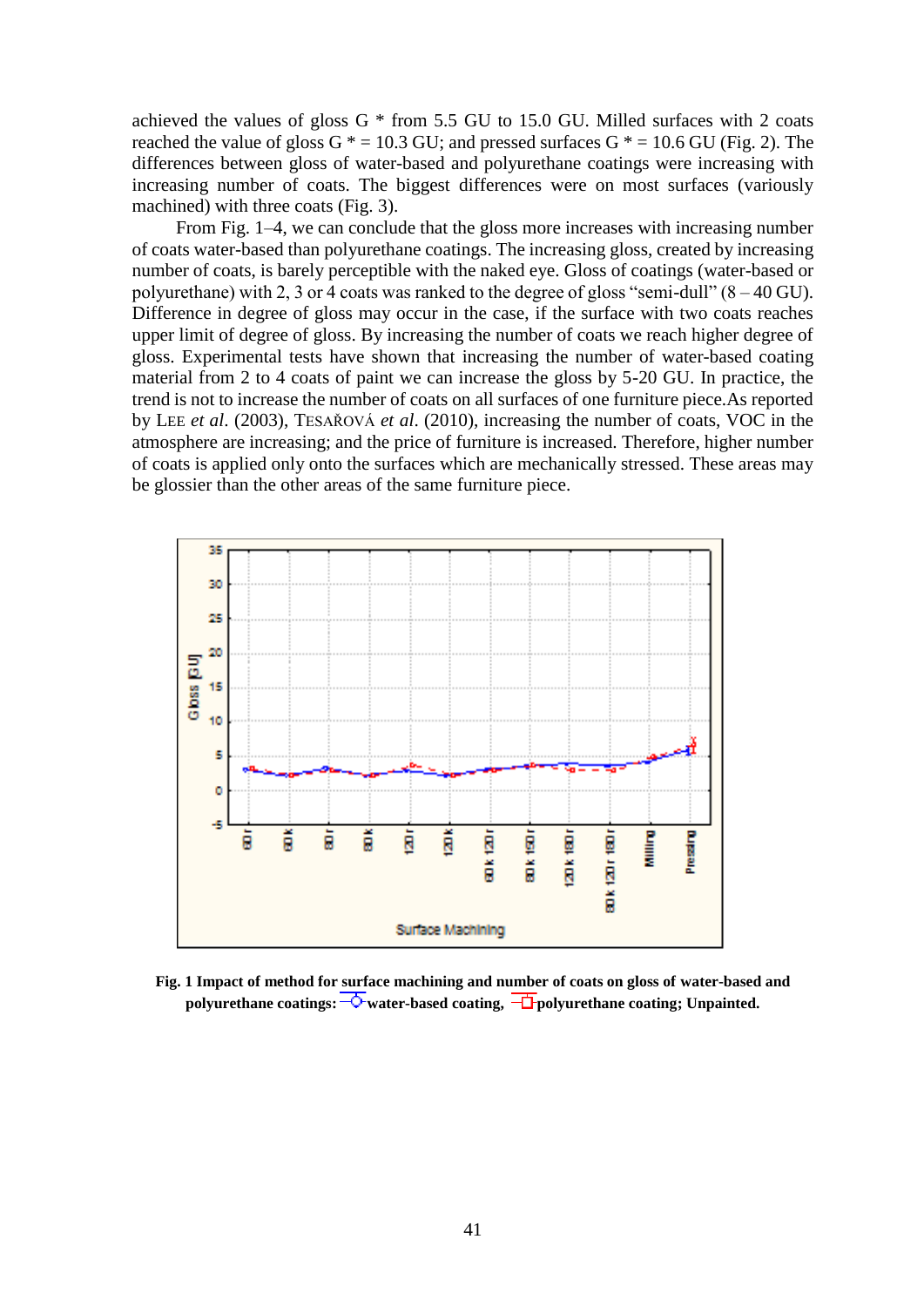achieved the values of gloss G * from 5.5 GU to 15.0 GU. Milled surfaces with 2 coats reached the value of gloss G * = 10.3 GU; and pressed surfaces G * = 10.6 GU (Fig. 2). The differences between gloss of water-based and polyurethane coatings were increasing with increasing number of coats. The biggest differences were on most surfaces (variously machined) with three coats (Fig. 3).

From Fig. 1–4, we can conclude that the gloss more increases with increasing number of coats water-based than polyurethane coatings. The increasing gloss, created by increasing number of coats, is barely perceptible with the naked eye. Gloss of coatings (water-based or polyurethane) with 2, 3 or 4 coats was ranked to the degree of gloss "semi-dull" (8 – 40 GU). Difference in degree of gloss may occur in the case, if the surface with two coats reaches upper limit of degree of gloss. By increasing the number of coats we reach higher degree of gloss. Experimental tests have shown that increasing the number of water-based coating material from 2 to 4 coats of paint we can increase the gloss by 5-20 GU. In practice, the trend is not to increase the number of coats on all surfaces of one furniture piece.As reported by LEE *et al*. (2003), TESAŘOVÁ *et al*. (2010), increasing the number of coats, VOC in the atmosphere are increasing; and the price of furniture is increased. Therefore, higher number of coats is applied only onto the surfaces which are mechanically stressed. These areas may be glossier than the other areas of the same furniture piece.

**Fig. 1 Impact of method for surface machining and number of coats on gloss of water-based and polyurethane coatings: water-based coating, polyurethane coating; Unpainted.**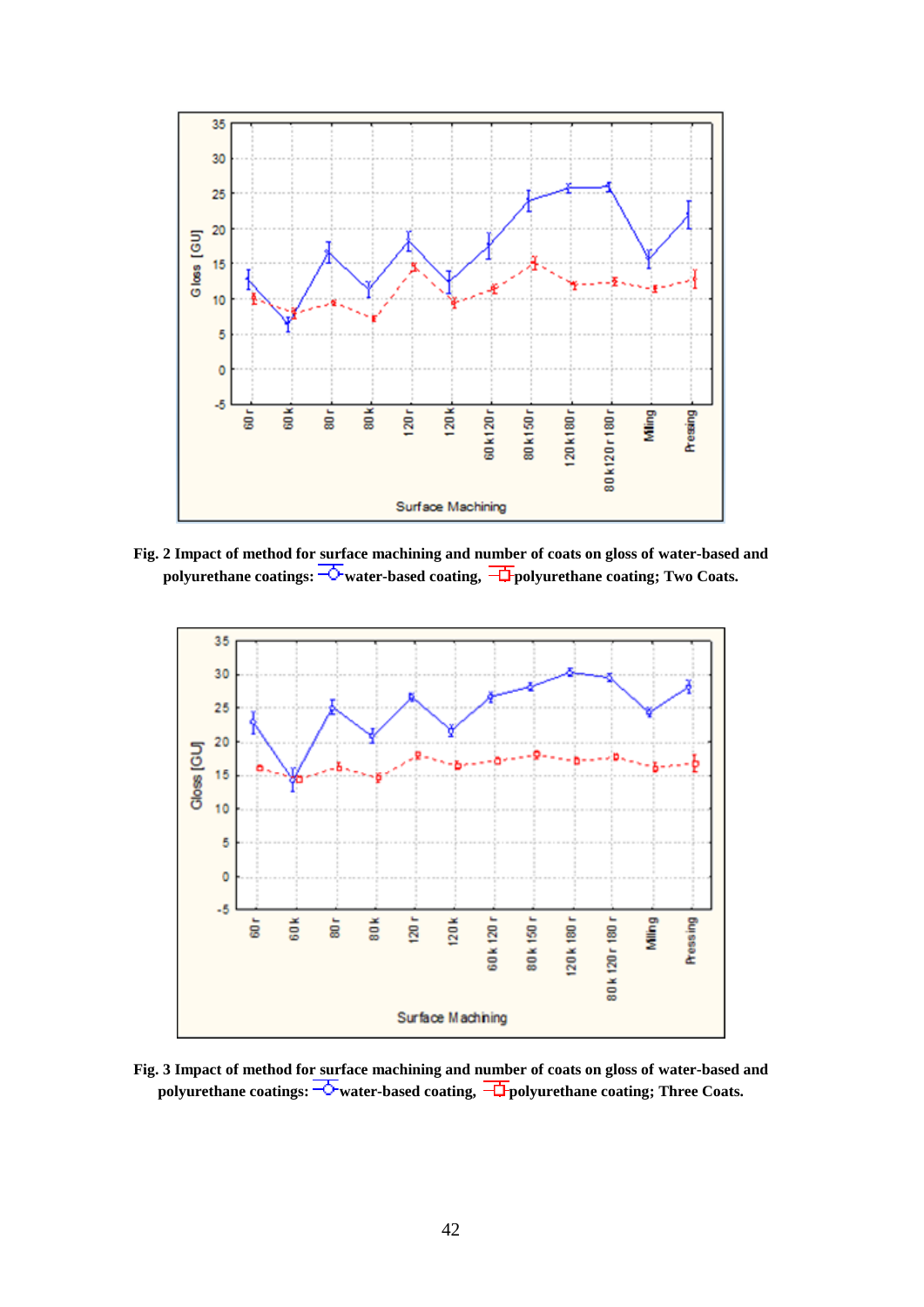**Fig. 2 Impact of method for surface machining and number of coats on gloss of water-based and polyurethane coatings: water-based coating, polyurethane coating; Two Coats.**

**Fig. 3 Impact of method for surface machining and number of coats on gloss of water-based and polyurethane coatings: water-based coating, polyurethane coating; Three Coats.**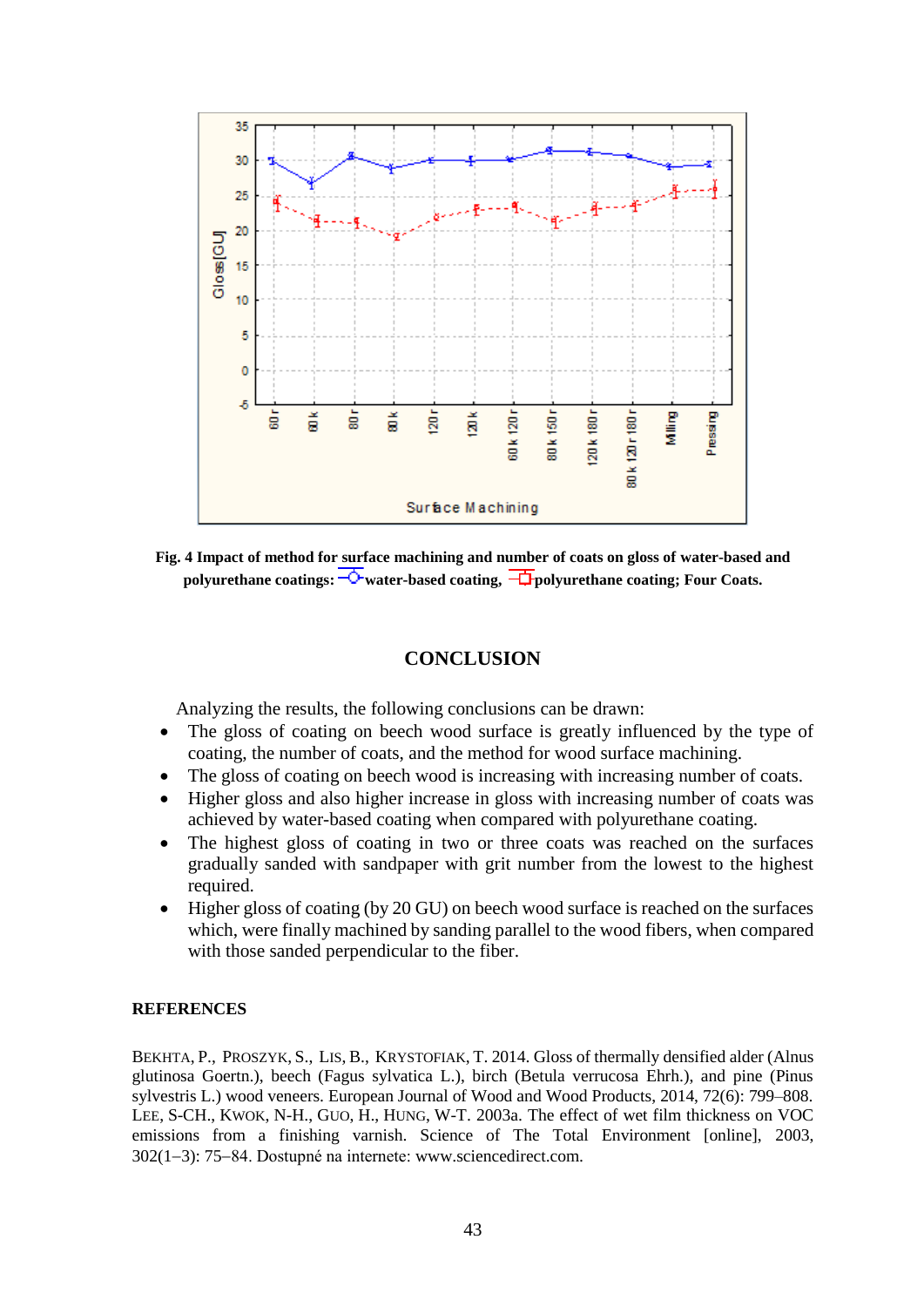Fig. 4 Impact of method for surface machining and number of coats on gloss of water-based and polyurethane coatings: water-based coating, polyurethane coating; Four Coats.

## CONCLUSION

Analyzing the results, the following conclusions can be drawn:

- The gloss of coating on beech wood surface is greatly influenced by the type of coating, the number of coats, and the method for wood surface machining.
- The gloss of coating on beech wood is increasing with increasing number of coats.
- Higher gloss and also higher increase in gloss with increasing number of coats was achieved by water-based coating when compared with polyurethane coating.
- The highest gloss of coating in two or three coats was reached on the surfaces gradually sanded with sandpaper with grit number from the lowest to the highest required.
- Higher gloss of coating (by 20 GU) on beech wood surface is reached on the surfaces which, were finally machined by sanding parallel to the wood fibers, when compared with those sanded perpendicular to the fiber.

### REFERENCES

BEKHTA, P., PROSZYK, S., LIS, B., KRYSTOFIAK, T. 2014. Gloss of thermally densified alder (Alnus glutinosa Goertn.), beech (Fagus sylvatica L.), birch (Betula verrucosa Ehrh.), and pine (Pinus sylvestris L.) wood veneers. European Journal of Wood and Wood Products, 2014, 72(6): 799–808.

LEE, S-CH., KWOK, N-H., GUO, H., HUNG, W-T. 2003a. The effect of wet film thickness on VOC emissions from a finishing varnish. Science of The Total Environment [online], 2003, 302(1–3): 75–84. Dostupné na internete: www.sciencedirect.com.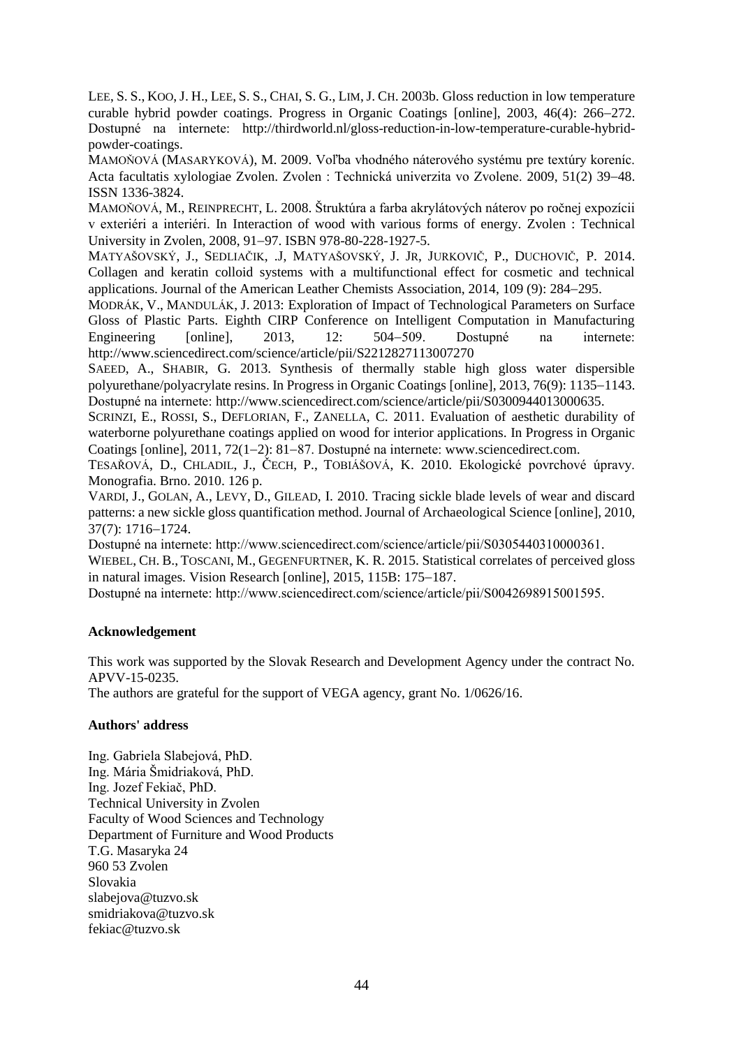LEE, S. S., KOO, J. H., LEE, S. S., CHAI, S. G., LIM, J. CH. 2003b. Gloss reduction in low temperature curable hybrid powder coatings. Progress in Organic Coatings [online], 2003, 46(4): 266–272. Dostupné na internete: http://thirdworld.nl/gloss-reduction-in-low-temperature-curable-hybrid-powder-coatings.

MAMOŇOVÁ (MASARYKOVÁ), M. 2009. Voľba vhodného náterového systému pre textúry koreníc. Acta facultatis xylologiae Zvolen. Zvolen : Technická univerzita vo Zvolene. 2009, 51(2) 39–48. ISSN 1336-3824.

MAMOŇOVÁ, M., REINPRECHT, L. 2008. Štruktúra a farba akrylátových náterov po ročnej expozícii v exteriéri a interiéri. In Interaction of wood with various forms of energy. Zvolen : Technical University in Zvolen, 2008, 91–97. ISBN 978-80-228-1927-5.

MATYAŠOVSKÝ, J., SEDLIAČIK, .J, MATYAŠOVSKÝ, J. JR, JURKOVIČ, P., DUCHOVIČ, P. 2014. Collagen and keratin colloid systems with a multifunctional effect for cosmetic and technical applications. Journal of the American Leather Chemists Association, 2014, 109 (9): 284–295.

MODRÁK, V., MANDULÁK, J. 2013: Exploration of Impact of Technological Parameters on Surface Gloss of Plastic Parts. Eighth CIRP Conference on Intelligent Computation in Manufacturing Engineering [online], 2013, 12: 504–509. Dostupné na internete: http://www.sciencedirect.com/science/article/pii/S2212827113007270

SAEED, A., SHABIR, G. 2013. Synthesis of thermally stable high gloss water dispersible polyurethane/polyacrylate resins. In Progress in Organic Coatings [online], 2013, 76(9): 1135–1143. Dostupné na internete: http://www.sciencedirect.com/science/article/pii/S0300944013000635.

SCRINZI, E., ROSSI, S., DEFLORIAN, F., ZANELLA, C. 2011. Evaluation of aesthetic durability of waterborne polyurethane coatings applied on wood for interior applications. In Progress in Organic Coatings [online], 2011, 72(1–2): 81–87. Dostupné na internete: www.sciencedirect.com.

TESAŘOVÁ, D., CHLADIL, J., ČECH, P., TOBIÁŠOVÁ, K. 2010. Ekologické povrchové úpravy. Monografia. Brno. 2010. 126 p.

VARDI, J., GOLAN, A., LEVY, D., GILEAD, I. 2010. Tracing sickle blade levels of wear and discard patterns: a new sickle gloss quantification method. Journal of Archaeological Science [online], 2010, 37(7): 1716–1724.

Dostupné na internete: http://www.sciencedirect.com/science/article/pii/S0305440310000361.

WIEBEL, CH. B., TOSCANI, M., GEGENFURTNER, K. R. 2015. Statistical correlates of perceived gloss in natural images. Vision Research [online], 2015, 115B: 175–187.

Dostupné na internete: http://www.sciencedirect.com/science/article/pii/S0042698915001595.

## Acknowledgement

This work was supported by the Slovak Research and Development Agency under the contract No. APVV-15-0235.

The authors are grateful for the support of VEGA agency, grant No. 1/0626/16.

## Authors' address

Ing. Gabriela Slabejová, PhD.
Ing. Mária Šmidriaková, PhD.
Ing. Jozef Fekiač, PhD.
Technical University in Zvolen
Faculty of Wood Sciences and Technology
Department of Furniture and Wood Products
T.G. Masaryka 24
960 53 Zvolen
Slovakia
slabejova@tuzvo.sk
smidriakova@tuzvo.sk
fekiac@tuzvo.sk